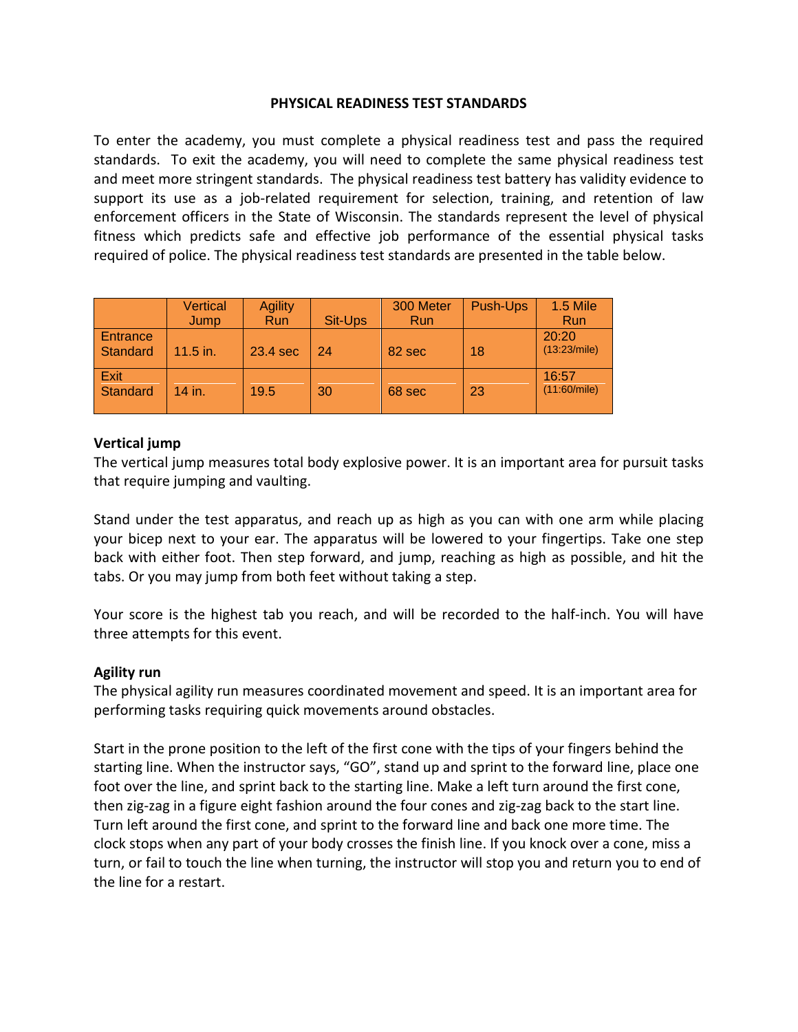**PHYSICAL READINESS TEST STANDARDS**

To enter the academy, you must complete a physical readiness test and pass the required standards. To exit the academy, you will need to complete the same physical readiness test and meet more stringent standards. The physical readiness test battery has validity evidence to support its use as a job-related requirement for selection, training, and retention of law enforcement officers in the State of Wisconsin. The standards represent the level of physical fitness which predicts safe and effective job performance of the essential physical tasks required of police. The physical readiness test standards are presented in the table below.

| | Vertical Jump | Agility Run | Sit-Ups | 300 Meter Run | Push-Ups | 1.5 Mile Run |
|---|---|---|---|---|---|---|
| Entrance Standard | 11.5 in. | 23.4 sec | 24 | 82 sec | 18 | 20:20 (13:23/mile) |
| Exit Standard | 14 in. | 19.5 | 30 | 68 sec | 23 | 16:57 (11:60/mile) |

**Vertical jump**

The vertical jump measures total body explosive power. It is an important area for pursuit tasks that require jumping and vaulting.

Stand under the test apparatus, and reach up as high as you can with one arm while placing your bicep next to your ear. The apparatus will be lowered to your fingertips. Take one step back with either foot. Then step forward, and jump, reaching as high as possible, and hit the tabs. Or you may jump from both feet without taking a step.

Your score is the highest tab you reach, and will be recorded to the half-inch. You will have three attempts for this event.

**Agility run**

The physical agility run measures coordinated movement and speed. It is an important area for performing tasks requiring quick movements around obstacles.

Start in the prone position to the left of the first cone with the tips of your fingers behind the starting line. When the instructor says, "GO", stand up and sprint to the forward line, place one foot over the line, and sprint back to the starting line. Make a left turn around the first cone, then zig-zag in a figure eight fashion around the four cones and zig-zag back to the start line. Turn left around the first cone, and sprint to the forward line and back one more time. The clock stops when any part of your body crosses the finish line. If you knock over a cone, miss a turn, or fail to touch the line when turning, the instructor will stop you and return you to end of the line for a restart.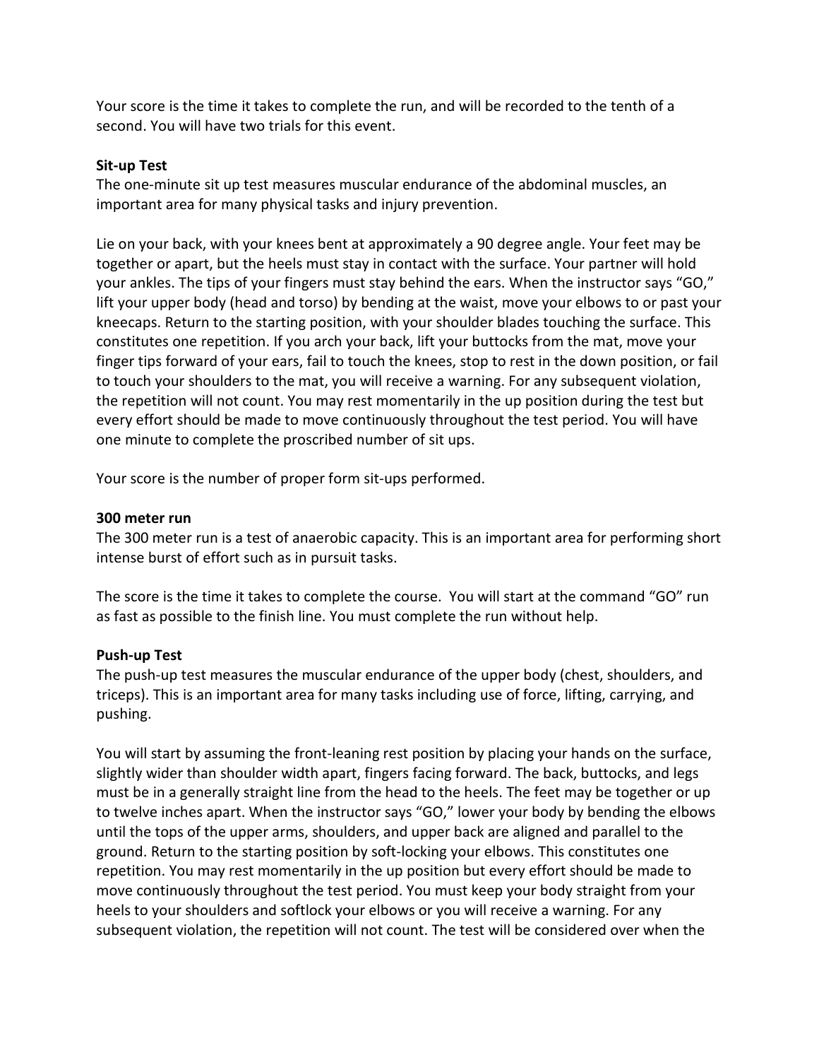Your score is the time it takes to complete the run, and will be recorded to the tenth of a second. You will have two trials for this event.

**Sit-up Test**

The one-minute sit up test measures muscular endurance of the abdominal muscles, an important area for many physical tasks and injury prevention.

Lie on your back, with your knees bent at approximately a 90 degree angle. Your feet may be together or apart, but the heels must stay in contact with the surface. Your partner will hold your ankles. The tips of your fingers must stay behind the ears. When the instructor says "GO," lift your upper body (head and torso) by bending at the waist, move your elbows to or past your kneecaps. Return to the starting position, with your shoulder blades touching the surface. This constitutes one repetition. If you arch your back, lift your buttocks from the mat, move your finger tips forward of your ears, fail to touch the knees, stop to rest in the down position, or fail to touch your shoulders to the mat, you will receive a warning. For any subsequent violation, the repetition will not count. You may rest momentarily in the up position during the test but every effort should be made to move continuously throughout the test period. You will have one minute to complete the proscribed number of sit ups.

Your score is the number of proper form sit-ups performed.

**300 meter run**

The 300 meter run is a test of anaerobic capacity. This is an important area for performing short intense burst of effort such as in pursuit tasks.

The score is the time it takes to complete the course. You will start at the command "GO" run as fast as possible to the finish line. You must complete the run without help.

**Push-up Test**

The push-up test measures the muscular endurance of the upper body (chest, shoulders, and triceps). This is an important area for many tasks including use of force, lifting, carrying, and pushing.

You will start by assuming the front-leaning rest position by placing your hands on the surface, slightly wider than shoulder width apart, fingers facing forward. The back, buttocks, and legs must be in a generally straight line from the head to the heels. The feet may be together or up to twelve inches apart. When the instructor says "GO," lower your body by bending the elbows until the tops of the upper arms, shoulders, and upper back are aligned and parallel to the ground. Return to the starting position by soft-locking your elbows. This constitutes one repetition. You may rest momentarily in the up position but every effort should be made to move continuously throughout the test period. You must keep your body straight from your heels to your shoulders and softlock your elbows or you will receive a warning. For any subsequent violation, the repetition will not count. The test will be considered over when the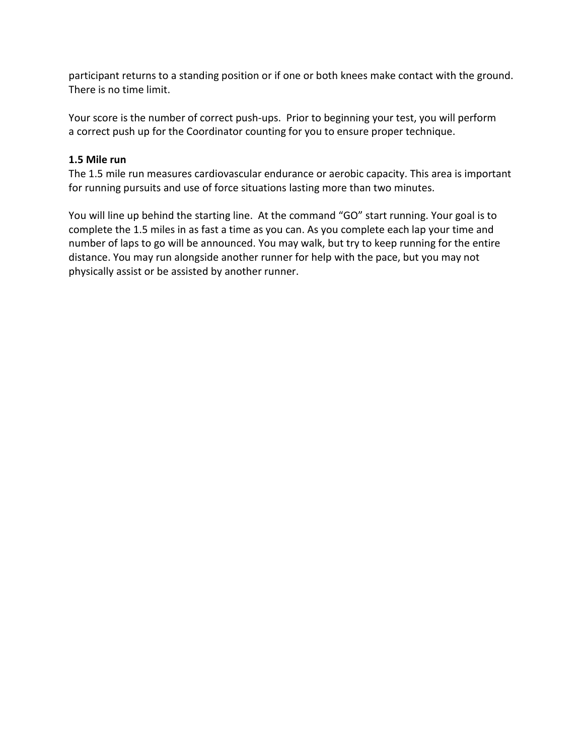participant returns to a standing position or if one or both knees make contact with the ground. There is no time limit.

Your score is the number of correct push-ups. Prior to beginning your test, you will perform a correct push up for the Coordinator counting for you to ensure proper technique.

**1.5 Mile run**

The 1.5 mile run measures cardiovascular endurance or aerobic capacity. This area is important for running pursuits and use of force situations lasting more than two minutes.

You will line up behind the starting line. At the command "GO" start running. Your goal is to complete the 1.5 miles in as fast a time as you can. As you complete each lap your time and number of laps to go will be announced. You may walk, but try to keep running for the entire distance. You may run alongside another runner for help with the pace, but you may not physically assist or be assisted by another runner.